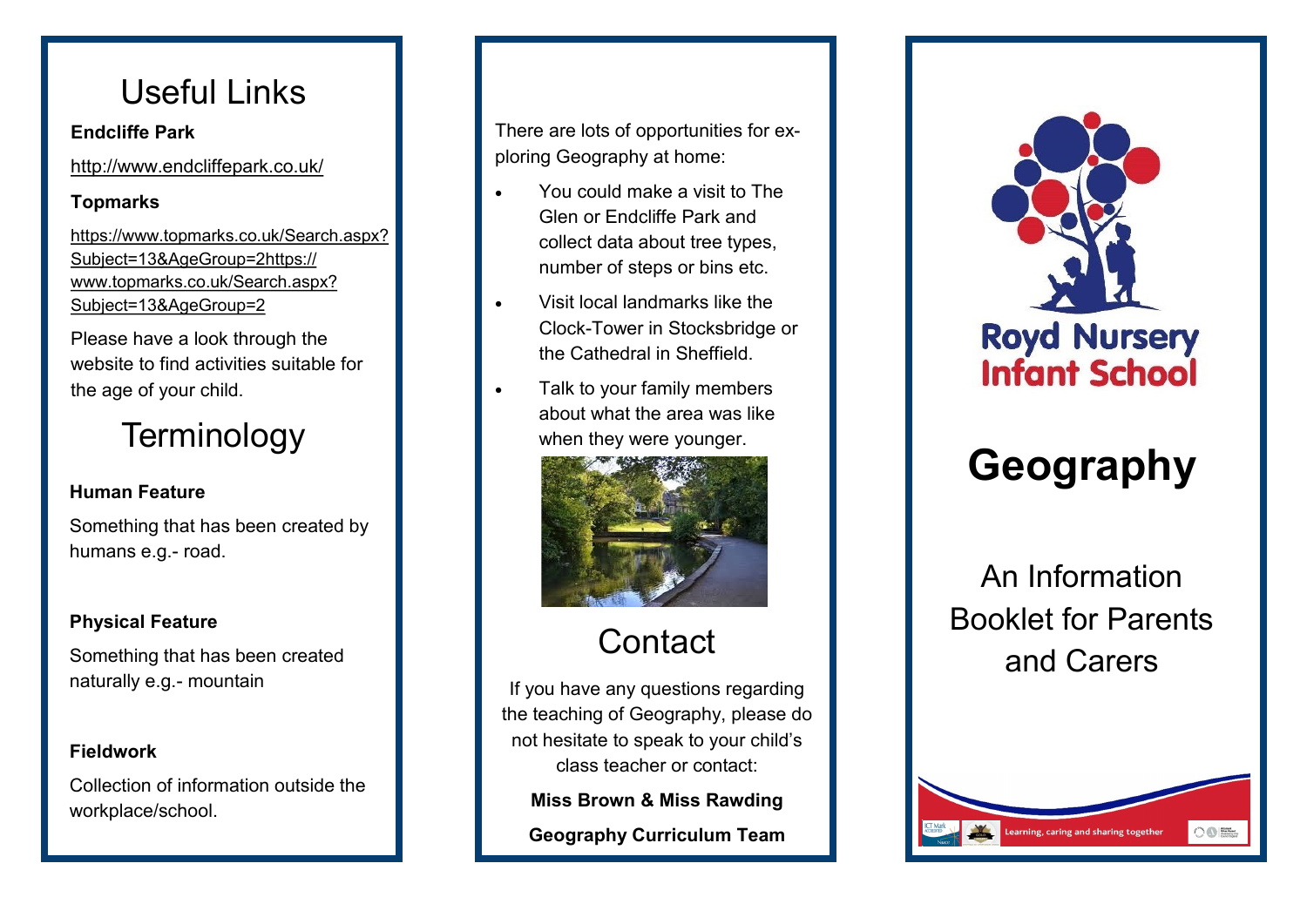# Useful Links

**Endcliffe Park**

http://www.endcliffepark.co.uk/

**Topmarks**

https://www.topmarks.co.uk/Search.aspx?Subject=13&AgeGroup=2https://www.topmarks.co.uk/Search.aspx?Subject=13&AgeGroup=2

Please have a look through the website to find activities suitable for the age of your child.

# Terminology

**Human Feature**

Something that has been created by humans e.g.- road.

**Physical Feature**

Something that has been created naturally e.g.- mountain

**Fieldwork**

Collection of information outside the workplace/school.

There are lots of opportunities for exploring Geography at home:

- You could make a visit to The Glen or Endcliffe Park and collect data about tree types, number of steps or bins etc.
- Visit local landmarks like the Clock-Tower in Stocksbridge or the Cathedral in Sheffield.
- Talk to your family members about what the area was like when they were younger.

# Contact

If you have any questions regarding the teaching of Geography, please do not hesitate to speak to your child's class teacher or contact:

**Miss Brown & Miss Rawding**

**Geography Curriculum Team**

Royd Nursery Infant School

# Geography

An Information Booklet for Parents and Carers

Learning, caring and sharing together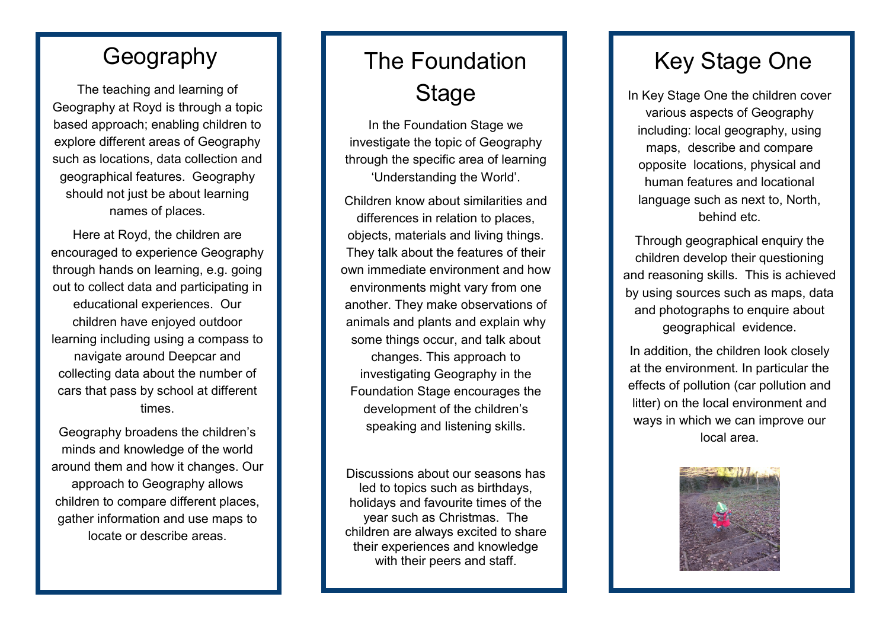# Geography

The teaching and learning of Geography at Royd is through a topic based approach; enabling children to explore different areas of Geography such as locations, data collection and geographical features. Geography should not just be about learning names of places.

Here at Royd, the children are encouraged to experience Geography through hands on learning, e.g. going out to collect data and participating in educational experiences. Our children have enjoyed outdoor learning including using a compass to navigate around Deepcar and collecting data about the number of cars that pass by school at different times.

Geography broadens the children's minds and knowledge of the world around them and how it changes. Our approach to Geography allows children to compare different places, gather information and use maps to locate or describe areas.

# The Foundation Stage

In the Foundation Stage we investigate the topic of Geography through the specific area of learning 'Understanding the World'.

Children know about similarities and differences in relation to places, objects, materials and living things. They talk about the features of their own immediate environment and how environments might vary from one another. They make observations of animals and plants and explain why some things occur, and talk about changes. This approach to investigating Geography in the Foundation Stage encourages the development of the children's speaking and listening skills.

Discussions about our seasons has led to topics such as birthdays, holidays and favourite times of the year such as Christmas. The children are always excited to share their experiences and knowledge with their peers and staff.

# Key Stage One

In Key Stage One the children cover various aspects of Geography including: local geography, using maps, describe and compare opposite locations, physical and human features and locational language such as next to, North, behind etc.

Through geographical enquiry the children develop their questioning and reasoning skills. This is achieved by using sources such as maps, data and photographs to enquire about geographical evidence.

In addition, the children look closely at the environment. In particular the effects of pollution (car pollution and litter) on the local environment and ways in which we can improve our local area.